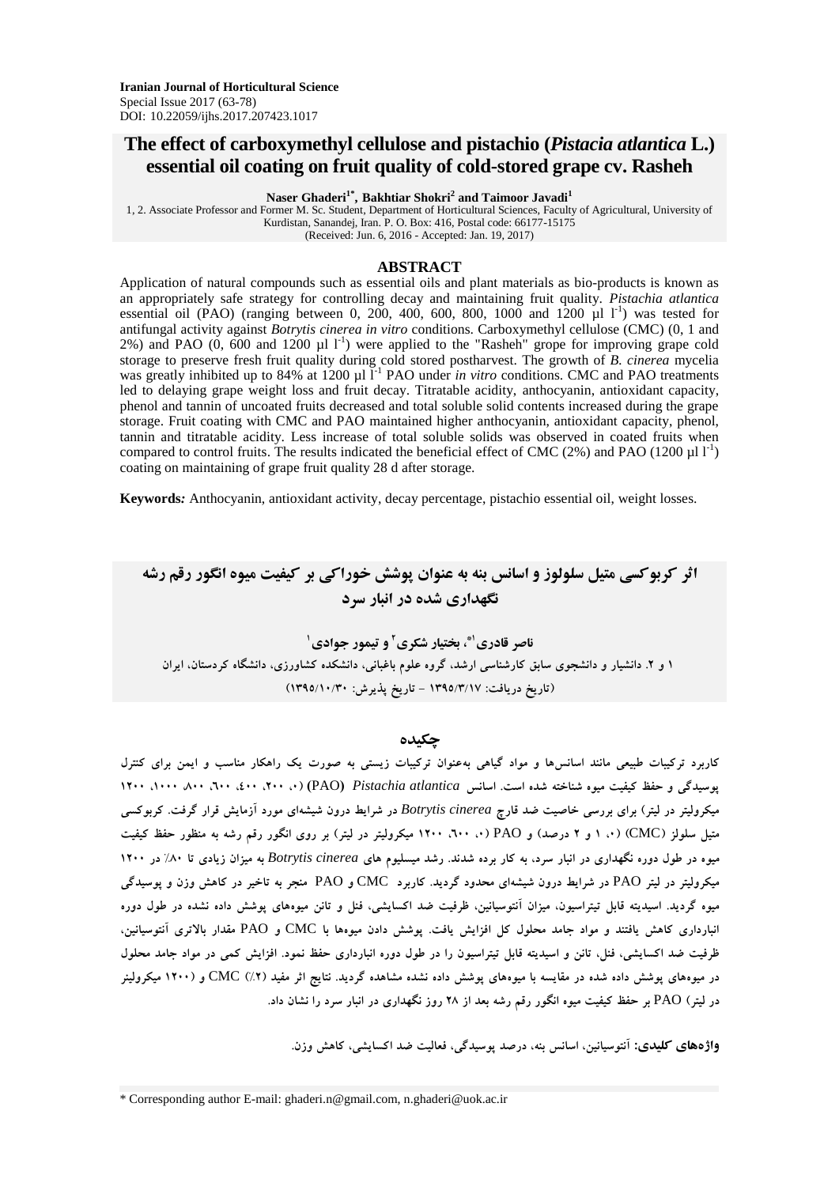**Iranian Journal of Horticultural Science**
Special Issue 2017 (63-78)
DOI: 10.22059/ijhs.2017.207423.1017

# The effect of carboxymethyl cellulose and pistachio (*Pistacia atlantica* L.) essential oil coating on fruit quality of cold-stored grape cv. Rasheh

**Naser Ghaderi[1*], Bakhtiar Shokri[2] and Taimoor Javadi[1]**

1, 2. Associate Professor and Former M. Sc. Student, Department of Horticultural Sciences, Faculty of Agricultural, University of Kurdistan, Sanandej, Iran. P. O. Box: 416, Postal code: 66177-15175
(Received: Jun. 6, 2016 - Accepted: Jan. 19, 2017)

## ABSTRACT

Application of natural compounds such as essential oils and plant materials as bio-products is known as an appropriately safe strategy for controlling decay and maintaining fruit quality. *Pistachia atlantica* essential oil (PAO) (ranging between 0, 200, 400, 600, 800, 1000 and 1200 µl $l^{-1}$) was tested for antifungal activity against *Botrytis cinerea in vitro* conditions. Carboxymethyl cellulose (CMC) (0, 1 and 2%) and PAO (0, 600 and 1200 µl $l^{-1}$) were applied to the "Rasheh" grope for improving grape cold storage to preserve fresh fruit quality during cold stored postharvest. The growth of *B. cinerea* mycelia was greatly inhibited up to 84% at 1200 µl $l^{-1}$ PAO under *in vitro* conditions. CMC and PAO treatments led to delaying grape weight loss and fruit decay. Titratable acidity, anthocyanin, antioxidant capacity, phenol and tannin of uncoated fruits decreased and total soluble solid contents increased during the grape storage. Fruit coating with CMC and PAO maintained higher anthocyanin, antioxidant capacity, phenol, tannin and titratable acidity. Less increase of total soluble solids was observed in coated fruits when compared to control fruits. The results indicated the beneficial effect of CMC (2%) and PAO (1200 µl $l^{-1}$) coating on maintaining of grape fruit quality 28 d after storage.

**Keywords:** Anthocyanin, antioxidant activity, decay percentage, pistachio essential oil, weight losses.

# اثر کربوکسی متیل سلولوز و اسانس بنه به عنوان پوشش خوراکی بر کیفیت میوه انگور رقم رشه نگهداری شده در انبار سرد

**ناصر قادری[1*]، بختیار شکری[2] و تیمور جوادی[1]**

۱ و ۲. دانشیار و دانشجوی سابق کارشناسی ارشد، گروه علوم باغبانی، دانشکده کشاورزی، دانشگاه کردستان، ایران
(تاریخ دریافت: ۱۳۹۵/۳/۱۷ - تاریخ پذیرش: ۱۳۹۵/۱۰/۳۰)

## چکیده

کاربرد ترکیبات طبیعی مانند اسانس‌ها و مواد گیاهی به‌عنوان ترکیبات زیستی به صورت یک راهکار مناسب و ایمن برای کنترل پوسیدگی و حفظ کیفیت میوه شناخته شده است. اسانس *Pistachia atlantica* (PAO) (۰، ۲۰۰، ۴۰۰، ۶۰۰، ۸۰۰، ۱۰۰۰، ۱۲۰۰ میکرولیتر در لیتر) برای بررسی خاصیت ضد قارچ *Botrytis cinerea* در شرایط درون شیشه‌ای مورد آزمایش قرار گرفت. کربوکسی متیل سلولز (CMC) (۰، ۱ و ۲ درصد) و PAO (۰، ۶۰۰، ۱۲۰۰ میکرولیتر در لیتر) بر روی انگور رقم رشه به منظور حفظ کیفیت میوه در طول دوره نگهداری در انبار سرد، به کار برده شدند. رشد میسلیوم های *Botrytis cinerea* به میزان زیادی تا ۸۰٪ در ۱۲۰۰ میکرولیتر در لیتر PAO در شرایط درون شیشه‌ای محدود گردید. کاربرد CMC و PAO منجر به تاخیر در کاهش وزن و پوسیدگی میوه گردید. اسیدیته قابل تیتراسیون، میزان آنتوسیانین، ظرفیت ضد اکسایشی، فنل و تانن میوه‌های پوشش داده نشده در طول دوره انبارداری کاهش یافتند و مواد جامد محلول کل افزایش یافت. پوشش دادن میوه‌ها با CMC و PAO مقدار بالاتری آنتوسیانین، ظرفیت ضد اکسایشی، فنل، تانن و اسیدیته قابل تیتراسیون را در طول دوره انبارداری حفظ نمود. افزایش کمی در مواد جامد محلول در میوه‌های پوشش داده شده در مقایسه با میوه‌های پوشش داده نشده مشاهده گردید. نتایج اثر مفید (۲٪) CMC و (۱۲۰۰ میکرولیتر در لیتر) PAO بر حفظ کیفیت میوه انگور رقم رشه بعد از ۲۸ روز نگهداری در انبار سرد را نشان داد.

**واژه‌های کلیدی:** آنتوسیانین، اسانس بنه، درصد پوسیدگی، فعالیت ضد اکسایشی، کاهش وزن.

\* Corresponding author E-mail: ghaderi.n@gmail.com, n.ghaderi@uok.ac.ir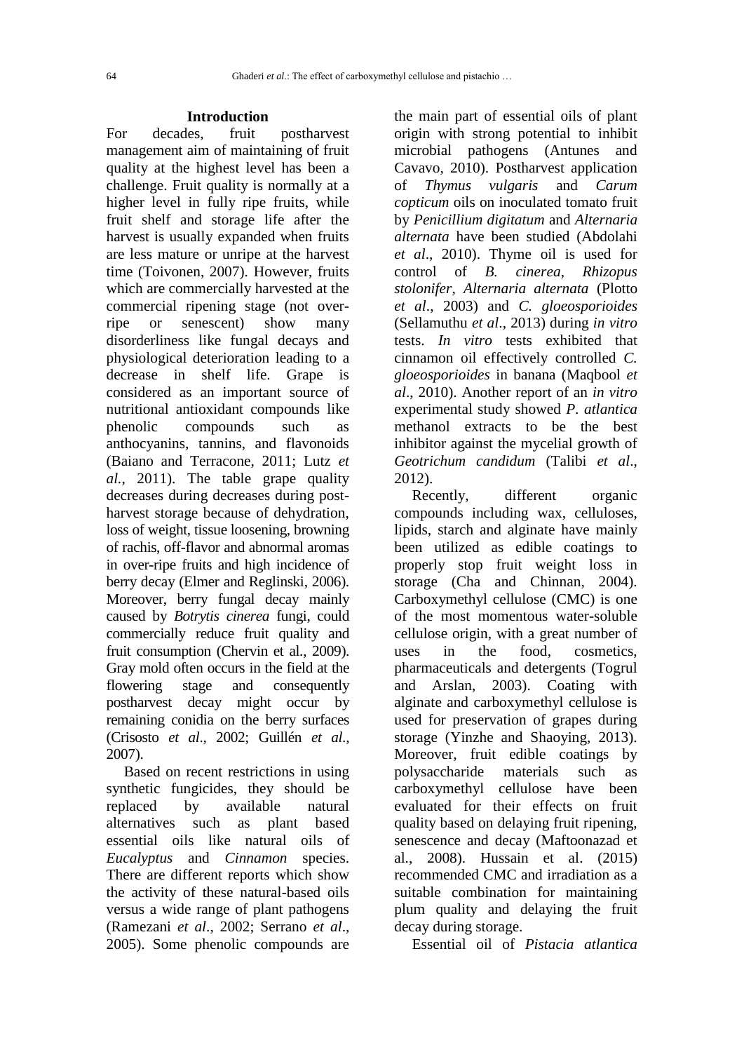## Introduction

For decades, fruit postharvest management aim of maintaining of fruit quality at the highest level has been a challenge. Fruit quality is normally at a higher level in fully ripe fruits, while fruit shelf and storage life after the harvest is usually expanded when fruits are less mature or unripe at the harvest time (Toivonen, 2007). However, fruits which are commercially harvested at the commercial ripening stage (not over-ripe or senescent) show many disorderliness like fungal decays and physiological deterioration leading to a decrease in shelf life. Grape is considered as an important source of nutritional antioxidant compounds like phenolic compounds such as anthocyanins, tannins, and flavonoids (Baiano and Terracone, 2011; Lutz *et al.*, 2011). The table grape quality decreases during decreases during post-harvest storage because of dehydration, loss of weight, tissue loosening, browning of rachis, off-flavor and abnormal aromas in over-ripe fruits and high incidence of berry decay (Elmer and Reglinski, 2006). Moreover, berry fungal decay mainly caused by *Botrytis cinerea* fungi, could commercially reduce fruit quality and fruit consumption (Chervin et al., 2009). Gray mold often occurs in the field at the flowering stage and consequently postharvest decay might occur by remaining conidia on the berry surfaces (Crisosto *et al*., 2002; Guillén *et al*., 2007).

Based on recent restrictions in using synthetic fungicides, they should be replaced by available natural alternatives such as plant based essential oils like natural oils of *Eucalyptus* and *Cinnamon* species. There are different reports which show the activity of these natural-based oils versus a wide range of plant pathogens (Ramezani *et al*., 2002; Serrano *et al*., 2005). Some phenolic compounds are the main part of essential oils of plant origin with strong potential to inhibit microbial pathogens (Antunes and Cavavo, 2010). Postharvest application of *Thymus vulgaris* and *Carum copticum* oils on inoculated tomato fruit by *Penicillium digitatum* and *Alternaria alternata* have been studied (Abdolahi *et al*., 2010). Thyme oil is used for control of *B. cinerea*, *Rhizopus stolonifer*, *Alternaria alternata* (Plotto *et al*., 2003) and *C. gloeosporioides* (Sellamuthu *et al*., 2013) during *in vitro* tests. *In vitro* tests exhibited that cinnamon oil effectively controlled *C. gloeosporioides* in banana (Maqbool *et al*., 2010). Another report of an *in vitro* experimental study showed *P. atlantica* methanol extracts to be the best inhibitor against the mycelial growth of *Geotrichum candidum* (Talibi *et al*., 2012).

Recently, different organic compounds including wax, celluloses, lipids, starch and alginate have mainly been utilized as edible coatings to properly stop fruit weight loss in storage (Cha and Chinnan, 2004). Carboxymethyl cellulose (CMC) is one of the most momentous water-soluble cellulose origin, with a great number of uses in the food, cosmetics, pharmaceuticals and detergents (Togrul and Arslan, 2003). Coating with alginate and carboxymethyl cellulose is used for preservation of grapes during storage (Yinzhe and Shaoying, 2013). Moreover, fruit edible coatings by polysaccharide materials such as carboxymethyl cellulose have been evaluated for their effects on fruit quality based on delaying fruit ripening, senescence and decay (Maftoonazad et al., 2008). Hussain et al. (2015) recommended CMC and irradiation as a suitable combination for maintaining plum quality and delaying the fruit decay during storage.

Essential oil of *Pistacia atlantica*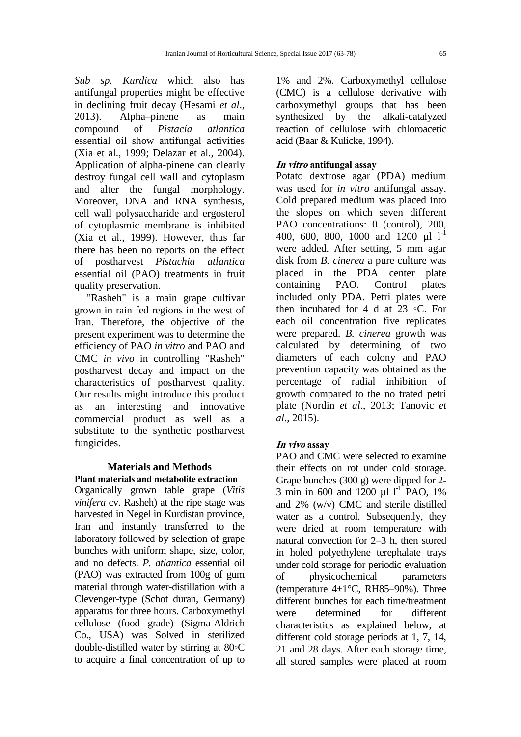*Sub sp. Kurdica* which also has antifungal properties might be effective in declining fruit decay (Hesami *et al*., 2013). Alpha–pinene as main compound of *Pistacia atlantica* essential oil show antifungal activities (Xia et al., 1999; Delazar et al., 2004). Application of alpha-pinene can clearly destroy fungal cell wall and cytoplasm and alter the fungal morphology. Moreover, DNA and RNA synthesis, cell wall polysaccharide and ergosterol of cytoplasmic membrane is inhibited (Xia et al., 1999). However, thus far there has been no reports on the effect of postharvest *Pistachia atlantica* essential oil (PAO) treatments in fruit quality preservation.

"Rasheh" is a main grape cultivar grown in rain fed regions in the west of Iran. Therefore, the objective of the present experiment was to determine the efficiency of PAO *in vitro* and PAO and CMC *in vivo* in controlling "Rasheh" postharvest decay and impact on the characteristics of postharvest quality. Our results might introduce this product as an interesting and innovative commercial product as well as a substitute to the synthetic postharvest fungicides.

## Materials and Methods

### Plant materials and metabolite extraction

Organically grown table grape (*Vitis vinifera* cv. Rasheh) at the ripe stage was harvested in Negel in Kurdistan province, Iran and instantly transferred to the laboratory followed by selection of grape bunches with uniform shape, size, color, and no defects. *P. atlantica* essential oil (PAO) was extracted from 100g of gum material through water-distillation with a Clevenger-type (Schot duran, Germany) apparatus for three hours. Carboxymethyl cellulose (food grade) (Sigma-Aldrich Co., USA) was Solved in sterilized double-distilled water by stirring at 80◦C to acquire a final concentration of up to 1% and 2%. Carboxymethyl cellulose (CMC) is a cellulose derivative with carboxymethyl groups that has been synthesized by the alkali-catalyzed reaction of cellulose with chloroacetic acid (Baar & Kulicke, 1994).

### *In vitro* antifungal assay

Potato dextrose agar (PDA) medium was used for *in vitro* antifungal assay. Cold prepared medium was placed into the slopes on which seven different PAO concentrations: 0 (control), 200, 400, 600, 800, 1000 and 1200 µl $l^{-1}$ were added. After setting, 5 mm agar disk from *B. cinerea* a pure culture was placed in the PDA center plate containing PAO. Control plates included only PDA. Petri plates were then incubated for 4 d at 23 ◦C. For each oil concentration five replicates were prepared. *B. cinerea* growth was calculated by determining of two diameters of each colony and PAO prevention capacity was obtained as the percentage of radial inhibition of growth compared to the no trated petri plate (Nordin *et al*., 2013; Tanovic *et al*., 2015).

### *In vivo* assay

PAO and CMC were selected to examine their effects on rot under cold storage. Grape bunches (300 g) were dipped for 2-3 min in 600 and 1200 µl $l^{-1}$ PAO, 1% and 2% (w/v) CMC and sterile distilled water as a control. Subsequently, they were dried at room temperature with natural convection for 2–3 h, then stored in holed polyethylene terephalate trays under cold storage for periodic evaluation of physicochemical parameters (temperature 4±1°C, RH85–90%). Three different bunches for each time/treatment were determined for different characteristics as explained below, at different cold storage periods at 1, 7, 14, 21 and 28 days. After each storage time, all stored samples were placed at room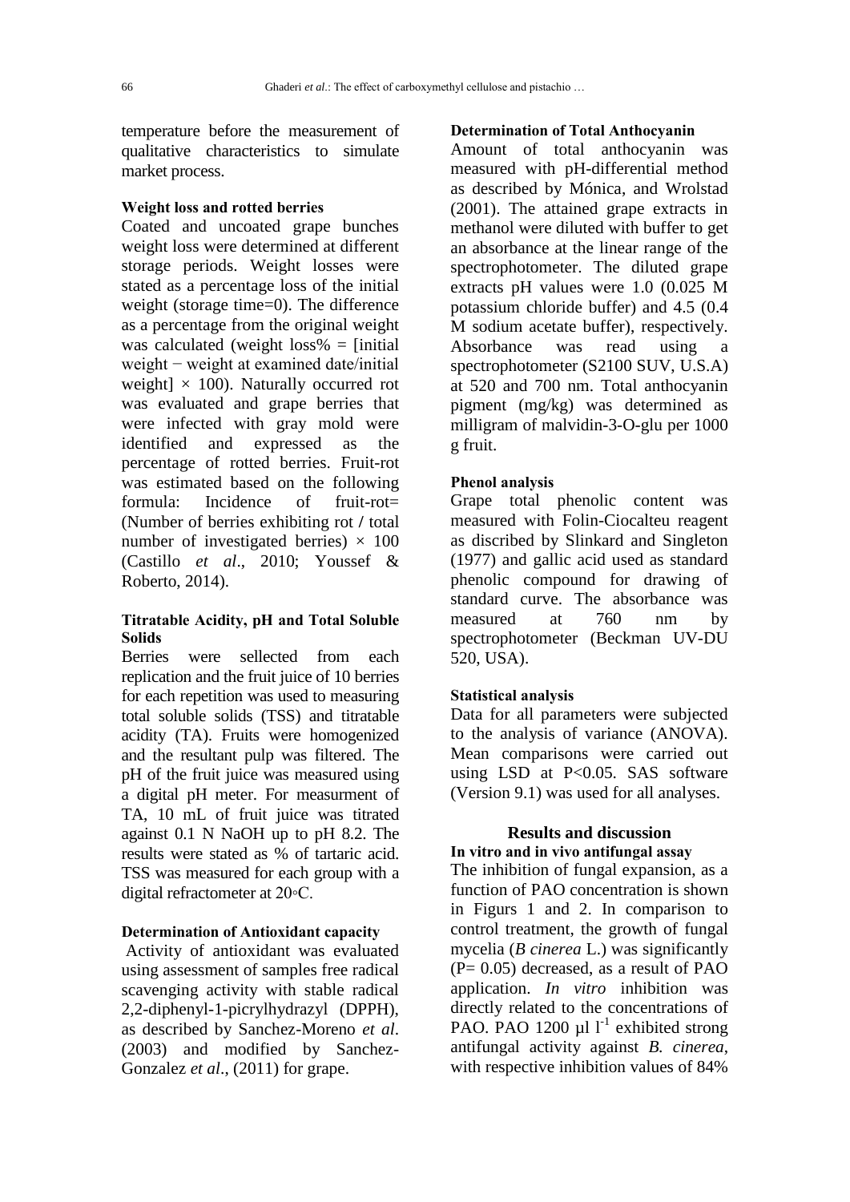temperature before the measurement of qualitative characteristics to simulate market process.

### Weight loss and rotted berries

Coated and uncoated grape bunches weight loss were determined at different storage periods. Weight losses were stated as a percentage loss of the initial weight (storage time=0). The difference as a percentage from the original weight was calculated (weight loss% = [initial weight − weight at examined date/initial weight] × 100). Naturally occurred rot was evaluated and grape berries that were infected with gray mold were identified and expressed as the percentage of rotted berries. Fruit-rot was estimated based on the following formula: Incidence of fruit-rot= (Number of berries exhibiting rot / total number of investigated berries) × 100 (Castillo *et al*., 2010; Youssef & Roberto, 2014).

### Titratable Acidity, pH and Total Soluble Solids

Berries were sellected from each replication and the fruit juice of 10 berries for each repetition was used to measuring total soluble solids (TSS) and titratable acidity (TA). Fruits were homogenized and the resultant pulp was filtered. The pH of the fruit juice was measured using a digital pH meter. For measurment of TA, 10 mL of fruit juice was titrated against 0.1 N NaOH up to pH 8.2. The results were stated as % of tartaric acid. TSS was measured for each group with a digital refractometer at 20◦C.

### Determination of Antioxidant capacity

Activity of antioxidant was evaluated using assessment of samples free radical scavenging activity with stable radical 2,2-diphenyl-1-picrylhydrazyl (DPPH), as described by Sanchez-Moreno *et al*. (2003) and modified by Sanchez-Gonzalez *et al*., (2011) for grape.

### Determination of Total Anthocyanin

Amount of total anthocyanin was measured with pH-differential method as described by Mónica, and Wrolstad (2001). The attained grape extracts in methanol were diluted with buffer to get an absorbance at the linear range of the spectrophotometer. The diluted grape extracts pH values were 1.0 (0.025 M potassium chloride buffer) and 4.5 (0.4 M sodium acetate buffer), respectively. Absorbance was read using a spectrophotometer (S2100 SUV, U.S.A) at 520 and 700 nm. Total anthocyanin pigment (mg/kg) was determined as milligram of malvidin-3-O-glu per 1000 g fruit.

### Phenol analysis

Grape total phenolic content was measured with Folin-Ciocalteu reagent as discribed by Slinkard and Singleton (1977) and gallic acid used as standard phenolic compound for drawing of standard curve. The absorbance was measured at 760 nm by spectrophotometer (Beckman UV-DU 520, USA).

### Statistical analysis

Data for all parameters were subjected to the analysis of variance (ANOVA). Mean comparisons were carried out using LSD at P<0.05. SAS software (Version 9.1) was used for all analyses.

## Results and discussion

### In vitro and in vivo antifungal assay

The inhibition of fungal expansion, as a function of PAO concentration is shown in Figurs 1 and 2. In comparison to control treatment, the growth of fungal mycelia (*B cinerea* L.) was significantly (P= 0.05) decreased, as a result of PAO application. *In vitro* inhibition was directly related to the concentrations of PAO. PAO 1200 µl $l^{-1}$ exhibited strong antifungal activity against *B. cinerea*, with respective inhibition values of 84%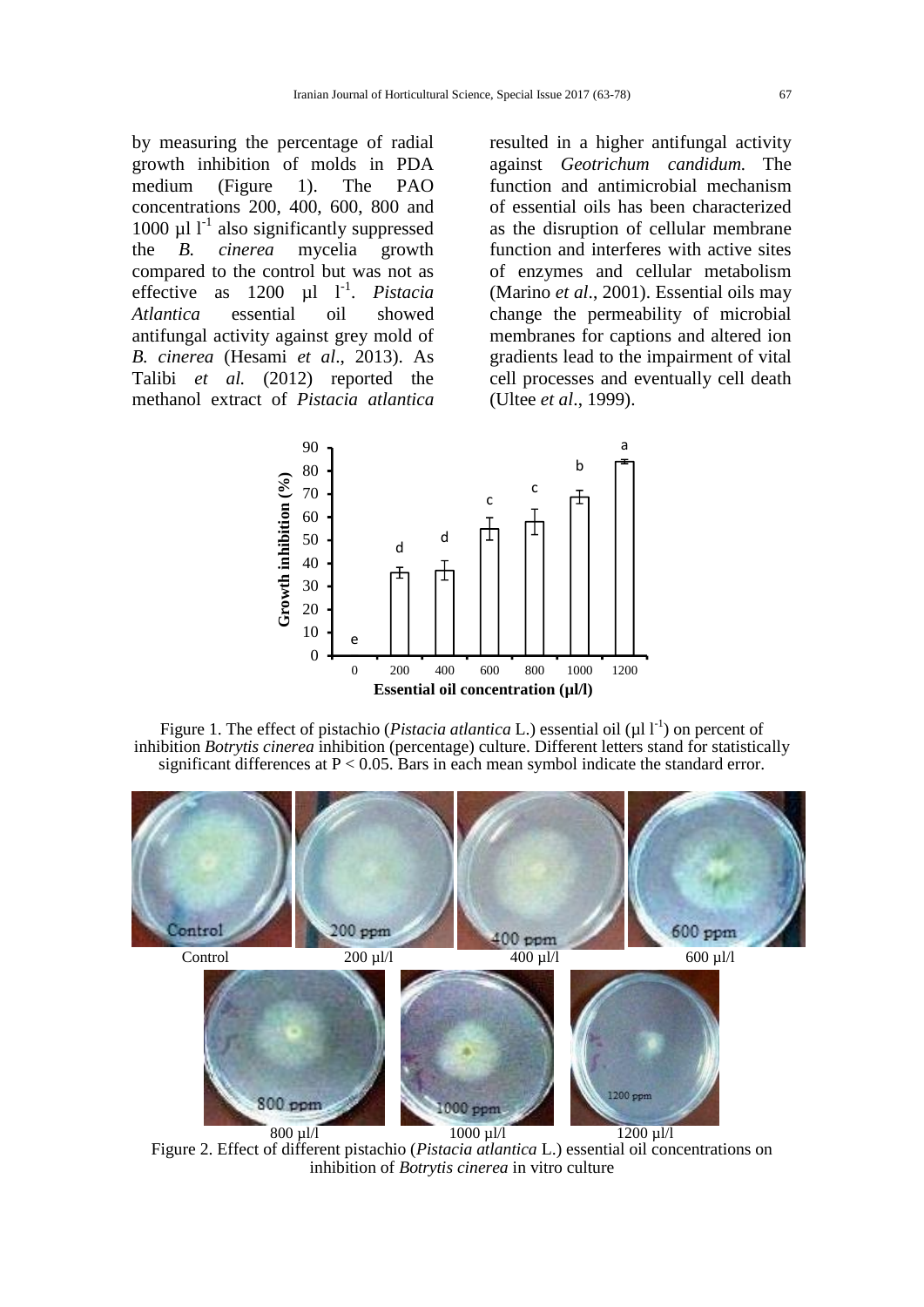by measuring the percentage of radial growth inhibition of molds in PDA medium (Figure 1). The PAO concentrations 200, 400, 600, 800 and 1000 µl $l^{-1}$ also significantly suppressed the *B. cinerea* mycelia growth compared to the control but was not as effective as 1200 µl $l^{-1}$. *Pistacia Atlantica* essential oil showed antifungal activity against grey mold of *B. cinerea* (Hesami *et al*., 2013). As Talibi *et al.* (2012) reported the methanol extract of *Pistacia atlantica* resulted in a higher antifungal activity against *Geotrichum candidum.* The function and antimicrobial mechanism of essential oils has been characterized as the disruption of cellular membrane function and interferes with active sites of enzymes and cellular metabolism (Marino *et al*., 2001). Essential oils may change the permeability of microbial membranes for captions and altered ion gradients lead to the impairment of vital cell processes and eventually cell death (Ultee *et al*., 1999).

Growth inhibition (%)

90
80
70
60
50
40
30
20
10
0

e d d c c b a

0 200 400 600 800 1000 1200

Essential oil concentration (µl/l)

Figure 1. The effect of pistachio (*Pistacia atlantica* L.) essential oil (µl $l^{-1}$) on percent of inhibition *Botrytis cinerea* inhibition (percentage) culture. Different letters stand for statistically significant differences at $P < 0.05$. Bars in each mean symbol indicate the standard error.

Control | 200 ppm | 400 ppm | 600 ppm | 800 ppm | 1000 ppm | 1200 ppm

Control 200 µl/l 400 µl/l 600 µl/l

800 µl/l 1000 µl/l 1200 µl/l

Figure 2. Effect of different pistachio (*Pistacia atlantica* L.) essential oil concentrations on inhibition of *Botrytis cinerea* in vitro culture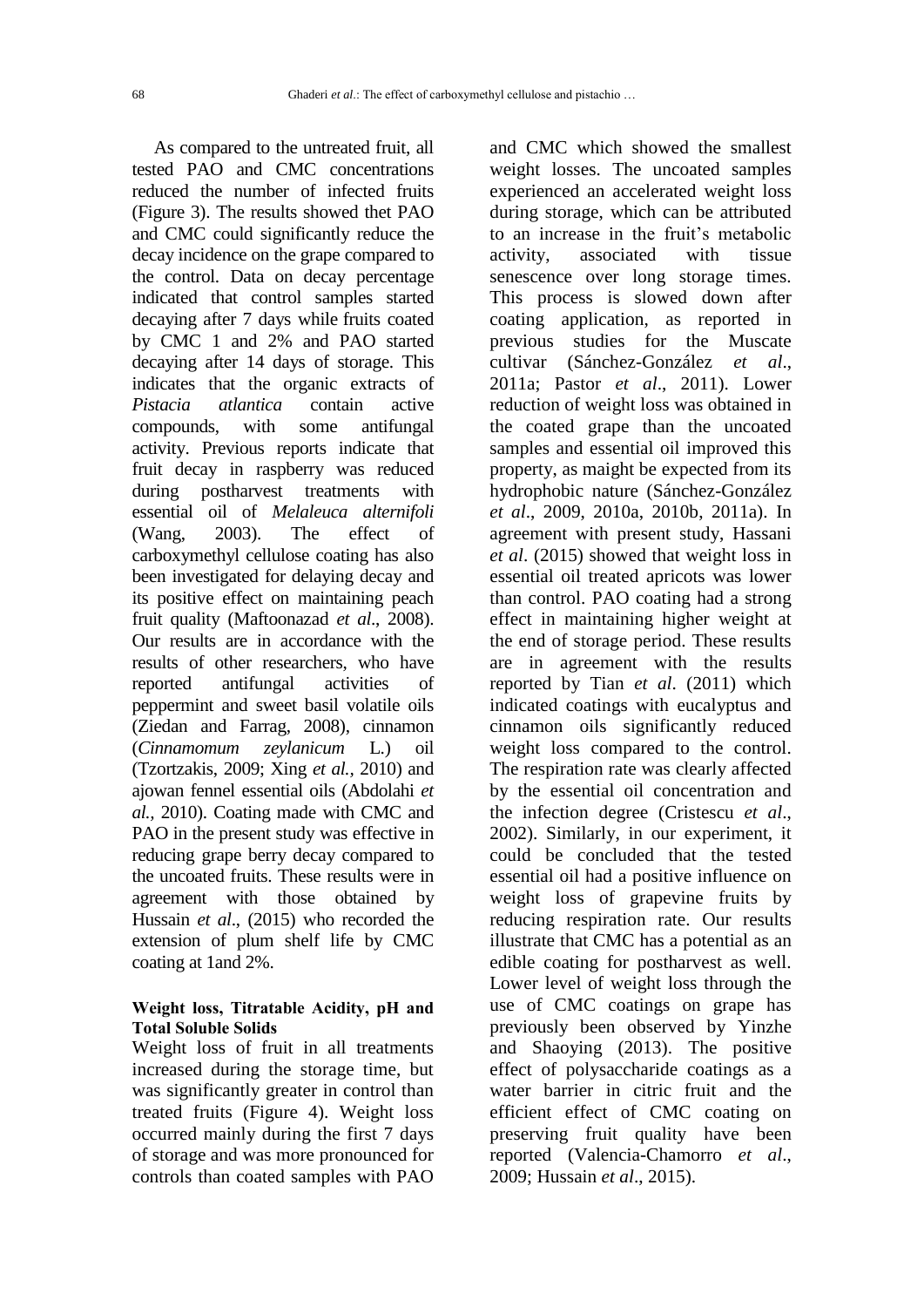As compared to the untreated fruit, all tested PAO and CMC concentrations reduced the number of infected fruits (Figure 3). The results showed thet PAO and CMC could significantly reduce the decay incidence on the grape compared to the control. Data on decay percentage indicated that control samples started decaying after 7 days while fruits coated by CMC 1 and 2% and PAO started decaying after 14 days of storage. This indicates that the organic extracts of *Pistacia atlantica* contain active compounds, with some antifungal activity. Previous reports indicate that fruit decay in raspberry was reduced during postharvest treatments with essential oil of *Melaleuca alternifoli* (Wang, 2003). The effect of carboxymethyl cellulose coating has also been investigated for delaying decay and its positive effect on maintaining peach fruit quality (Maftoonazad *et al*., 2008). Our results are in accordance with the results of other researchers, who have reported antifungal activities of peppermint and sweet basil volatile oils (Ziedan and Farrag, 2008), cinnamon (*Cinnamomum zeylanicum* L.) oil (Tzortzakis, 2009; Xing *et al.*, 2010) and ajowan fennel essential oils (Abdolahi *et al.*, 2010). Coating made with CMC and PAO in the present study was effective in reducing grape berry decay compared to the uncoated fruits. These results were in agreement with those obtained by Hussain *et al*., (2015) who recorded the extension of plum shelf life by CMC coating at 1and 2%.

**Weight loss, Titratable Acidity, pH and Total Soluble Solids**

Weight loss of fruit in all treatments increased during the storage time, but was significantly greater in control than treated fruits (Figure 4). Weight loss occurred mainly during the first 7 days of storage and was more pronounced for controls than coated samples with PAO and CMC which showed the smallest weight losses. The uncoated samples experienced an accelerated weight loss during storage, which can be attributed to an increase in the fruit's metabolic activity, associated with tissue senescence over long storage times. This process is slowed down after coating application, as reported in previous studies for the Muscate cultivar (Sánchez-González *et al*., 2011a; Pastor *et al*., 2011). Lower reduction of weight loss was obtained in the coated grape than the uncoated samples and essential oil improved this property, as maight be expected from its hydrophobic nature (Sánchez-González *et al*., 2009, 2010a, 2010b, 2011a). In agreement with present study, Hassani *et al*. (2015) showed that weight loss in essential oil treated apricots was lower than control. PAO coating had a strong effect in maintaining higher weight at the end of storage period. These results are in agreement with the results reported by Tian *et al*. (2011) which indicated coatings with eucalyptus and cinnamon oils significantly reduced weight loss compared to the control. The respiration rate was clearly affected by the essential oil concentration and the infection degree (Cristescu *et al*., 2002). Similarly, in our experiment, it could be concluded that the tested essential oil had a positive influence on weight loss of grapevine fruits by reducing respiration rate. Our results illustrate that CMC has a potential as an edible coating for postharvest as well. Lower level of weight loss through the use of CMC coatings on grape has previously been observed by Yinzhe and Shaoying (2013). The positive effect of polysaccharide coatings as a water barrier in citric fruit and the efficient effect of CMC coating on preserving fruit quality have been reported (Valencia-Chamorro *et al*., 2009; Hussain *et al*., 2015).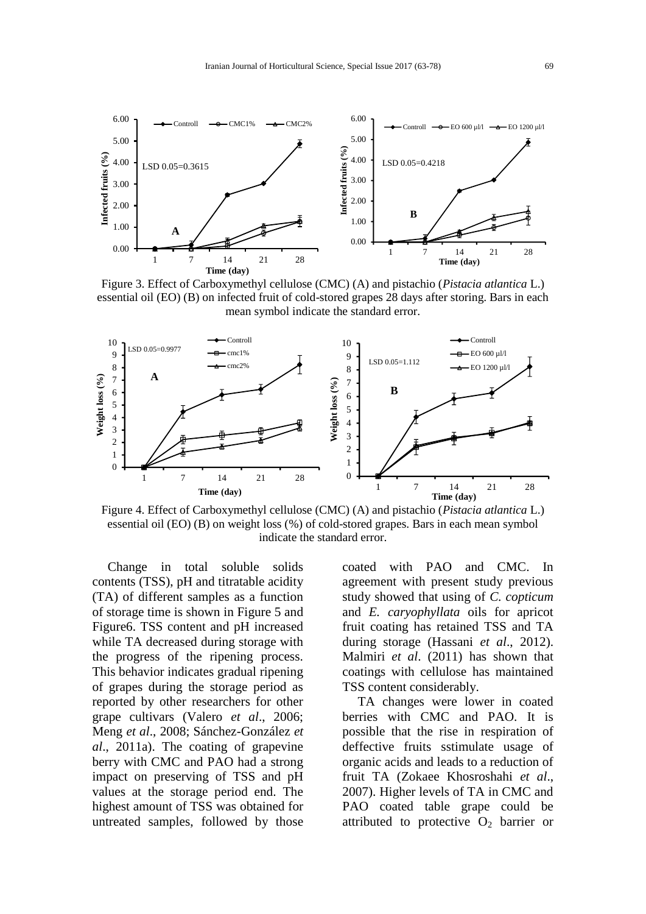Controll CMC1% CMC2%

6.00
5.00
4.00
3.00
2.00
1.00
0.00

Infected fruits (%)

LSD 0.05=0.3615

A

1 7 14 21 28

Time (day)

Controll EO 600 µl/l EO 1200 µl/l

6.00
5.00
4.00
3.00
2.00
1.00
0.00

Infected fruits (%)

LSD 0.05=0.4218

B

1 7 14 21 28

Time (day)

Figure 3. Effect of Carboxymethyl cellulose (CMC) (A) and pistachio (*Pistacia atlantica* L.) essential oil (EO) (B) on infected fruit of cold-stored grapes 28 days after storing. Bars in each mean symbol indicate the standard error.

LSD 0.05=0.9977

Controll
cmc1%
cmc2%

10
9
8
7
6
5
4
3
2
1
0

Weight loss (%)

A

1 7 14 21 28

Time (day)

Controll
EO 600 µl/l
EO 1200 µl/l

10
9
8
7
6
5
4
3
2
1
0

Weight loss (%)

LSD 0.05=1.112

B

1 7 14 21 28

Time (day)

Figure 4. Effect of Carboxymethyl cellulose (CMC) (A) and pistachio (*Pistacia atlantica* L.) essential oil (EO) (B) on weight loss (%) of cold-stored grapes. Bars in each mean symbol indicate the standard error.

Change in total soluble solids contents (TSS), pH and titratable acidity (TA) of different samples as a function of storage time is shown in Figure 5 and Figure6. TSS content and pH increased while TA decreased during storage with the progress of the ripening process. This behavior indicates gradual ripening of grapes during the storage period as reported by other researchers for other grape cultivars (Valero *et al*., 2006; Meng *et al*., 2008; Sánchez-González *et al*., 2011a). The coating of grapevine berry with CMC and PAO had a strong impact on preserving of TSS and pH values at the storage period end. The highest amount of TSS was obtained for untreated samples, followed by those coated with PAO and CMC. In agreement with present study previous study showed that using of *C. copticum* and *E. caryophyllata* oils for apricot fruit coating has retained TSS and TA during storage (Hassani *et al*., 2012). Malmiri *et al*. (2011) has shown that coatings with cellulose has maintained TSS content considerably.

TA changes were lower in coated berries with CMC and PAO. It is possible that the rise in respiration of deffective fruits sstimulate usage of organic acids and leads to a reduction of fruit TA (Zokaee Khosroshahi *et al*., 2007). Higher levels of TA in CMC and PAO coated table grape could be attributed to protective $O_2$ barrier or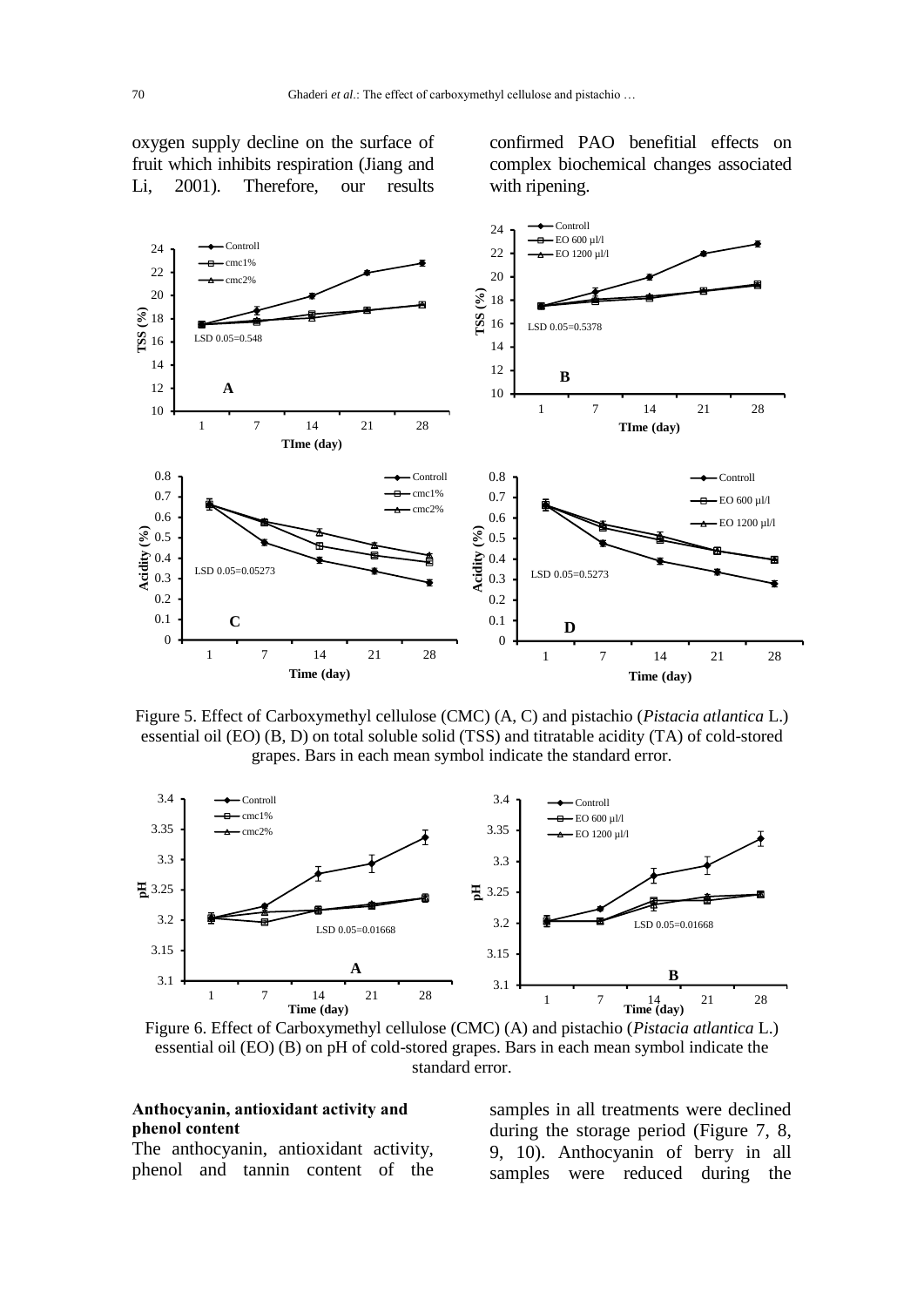oxygen supply decline on the surface of fruit which inhibits respiration (Jiang and Li, 2001). Therefore, our results confirmed PAO benefitial effects on complex biochemical changes associated with ripening.

Controll
cmc1%
cmc2%
TSS (%)
LSD 0.05=0.548
A
TIme (day)

Controll
EO 600 µl/l
EO 1200 µl/l
TSS (%)
LSD 0.05=0.5378
B
TIme (day)

Controll
cmc1%
cmc2%
Acidity (%)
LSD 0.05=0.05273
C
Time (day)

Controll
EO 600 µl/l
EO 1200 µl/l
Acidity (%)
LSD 0.05=0.5273
D
Time (day)

Figure 5. Effect of Carboxymethyl cellulose (CMC) (A, C) and pistachio (*Pistacia atlantica* L.) essential oil (EO) (B, D) on total soluble solid (TSS) and titratable acidity (TA) of cold-stored grapes. Bars in each mean symbol indicate the standard error.

Controll
cmc1%
cmc2%
pH
LSD 0.05=0.01668
A
Time (day)

Controll
EO 600 µl/l
EO 1200 µl/l
pH
LSD 0.05=0.01668
B
Time (day)

Figure 6. Effect of Carboxymethyl cellulose (CMC) (A) and pistachio (*Pistacia atlantica* L.) essential oil (EO) (B) on pH of cold-stored grapes. Bars in each mean symbol indicate the standard error.

**Anthocyanin, antioxidant activity and phenol content**

The anthocyanin, antioxidant activity, phenol and tannin content of the samples in all treatments were declined during the storage period (Figure 7, 8, 9, 10). Anthocyanin of berry in all samples were reduced during the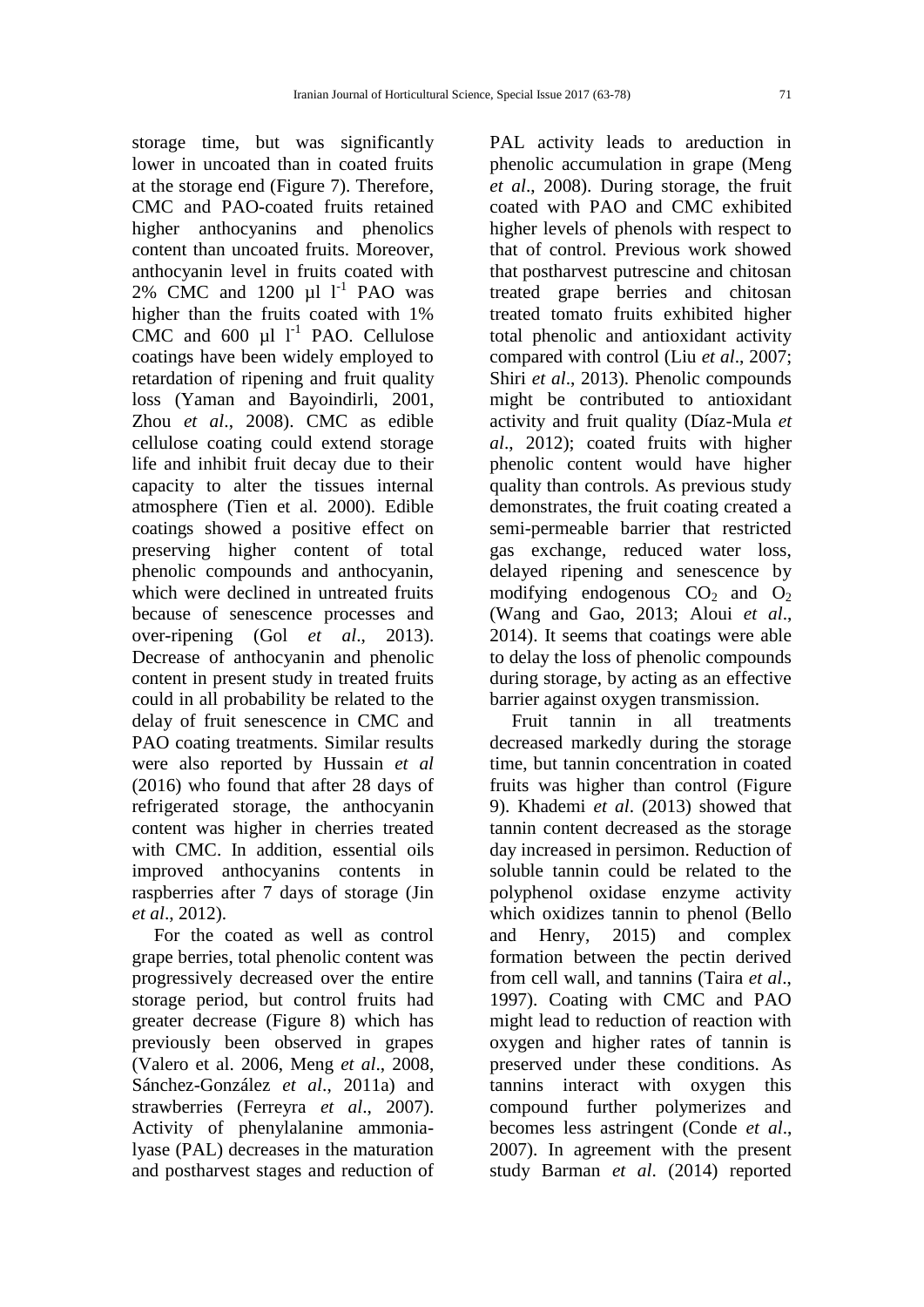storage time, but was significantly lower in uncoated than in coated fruits at the storage end (Figure 7). Therefore, CMC and PAO-coated fruits retained higher anthocyanins and phenolics content than uncoated fruits. Moreover, anthocyanin level in fruits coated with 2% CMC and 1200 µl $l^{-1}$ PAO was higher than the fruits coated with 1% CMC and 600 µl $l^{-1}$ PAO. Cellulose coatings have been widely employed to retardation of ripening and fruit quality loss (Yaman and Bayoindirli, 2001, Zhou *et al*., 2008). CMC as edible cellulose coating could extend storage life and inhibit fruit decay due to their capacity to alter the tissues internal atmosphere (Tien et al. 2000). Edible coatings showed a positive effect on preserving higher content of total phenolic compounds and anthocyanin, which were declined in untreated fruits because of senescence processes and over-ripening (Gol *et al*., 2013). Decrease of anthocyanin and phenolic content in present study in treated fruits could in all probability be related to the delay of fruit senescence in CMC and PAO coating treatments. Similar results were also reported by Hussain *et al* (2016) who found that after 28 days of refrigerated storage, the anthocyanin content was higher in cherries treated with CMC. In addition, essential oils improved anthocyanins contents in raspberries after 7 days of storage (Jin *et al*., 2012).

For the coated as well as control grape berries, total phenolic content was progressively decreased over the entire storage period, but control fruits had greater decrease (Figure 8) which has previously been observed in grapes (Valero et al. 2006, Meng *et al*., 2008, Sánchez-González *et al*., 2011a) and strawberries (Ferreyra *et al*., 2007). Activity of phenylalanine ammonia-lyase (PAL) decreases in the maturation and postharvest stages and reduction of PAL activity leads to areduction in phenolic accumulation in grape (Meng *et al*., 2008). During storage, the fruit coated with PAO and CMC exhibited higher levels of phenols with respect to that of control. Previous work showed that postharvest putrescine and chitosan treated grape berries and chitosan treated tomato fruits exhibited higher total phenolic and antioxidant activity compared with control (Liu *et al*., 2007; Shiri *et al*., 2013). Phenolic compounds might be contributed to antioxidant activity and fruit quality (Díaz-Mula *et al*., 2012); coated fruits with higher phenolic content would have higher quality than controls. As previous study demonstrates, the fruit coating created a semi-permeable barrier that restricted gas exchange, reduced water loss, delayed ripening and senescence by modifying endogenous $CO_2$ and $O_2$ (Wang and Gao, 2013; Aloui *et al*., 2014). It seems that coatings were able to delay the loss of phenolic compounds during storage, by acting as an effective barrier against oxygen transmission.

Fruit tannin in all treatments decreased markedly during the storage time, but tannin concentration in coated fruits was higher than control (Figure 9). Khademi *et al*. (2013) showed that tannin content decreased as the storage day increased in persimon. Reduction of soluble tannin could be related to the polyphenol oxidase enzyme activity which oxidizes tannin to phenol (Bello and Henry, 2015) and complex formation between the pectin derived from cell wall, and tannins (Taira *et al*., 1997). Coating with CMC and PAO might lead to reduction of reaction with oxygen and higher rates of tannin is preserved under these conditions. As tannins interact with oxygen this compound further polymerizes and becomes less astringent (Conde *et al*., 2007). In agreement with the present study Barman *et al*. (2014) reported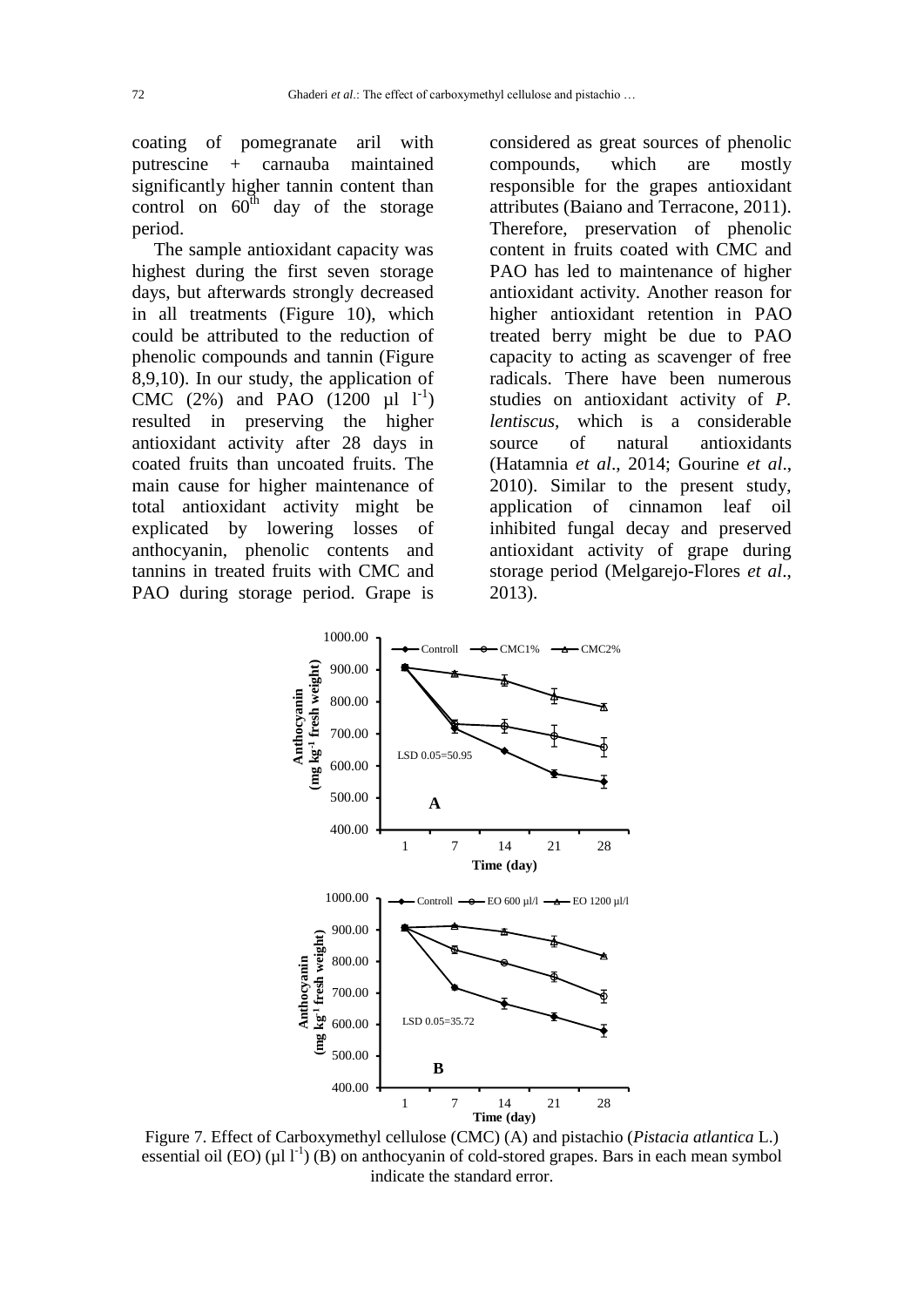coating of pomegranate aril with putrescine + carnauba maintained significantly higher tannin content than control on $60^{th}$ day of the storage period.

The sample antioxidant capacity was highest during the first seven storage days, but afterwards strongly decreased in all treatments (Figure 10), which could be attributed to the reduction of phenolic compounds and tannin (Figure 8,9,10). In our study, the application of CMC (2%) and PAO (1200 µl $l^{-1}$) resulted in preserving the higher antioxidant activity after 28 days in coated fruits than uncoated fruits. The main cause for higher maintenance of total antioxidant activity might be explicated by lowering losses of anthocyanin, phenolic contents and tannins in treated fruits with CMC and PAO during storage period. Grape is considered as great sources of phenolic compounds, which are mostly responsible for the grapes antioxidant attributes (Baiano and Terracone, 2011). Therefore, preservation of phenolic content in fruits coated with CMC and PAO has led to maintenance of higher antioxidant activity. Another reason for higher antioxidant retention in PAO treated berry might be due to PAO capacity to acting as scavenger of free radicals. There have been numerous studies on antioxidant activity of *P. lentiscus*, which is a considerable source of natural antioxidants (Hatamnia *et al*., 2014; Gourine *et al*., 2010). Similar to the present study, application of cinnamon leaf oil inhibited fungal decay and preserved antioxidant activity of grape during storage period (Melgarejo-Flores *et al*., 2013).

Controll, CMC1%, CMC2%
Anthocyanin (mg kg$^{-1}$ fresh weight)
1000.00, 900.00, 800.00, 700.00, 600.00, 500.00, 400.00
LSD 0.05=50.95
A
1, 7, 14, 21, 28
Time (day)

Controll, EO 600 µl/l, EO 1200 µl/l
Anthocyanin (mg kg$^{-1}$ fresh weight)
1000.00, 900.00, 800.00, 700.00, 600.00, 500.00, 400.00
LSD 0.05=35.72
B
1, 7, 14, 21, 28
Time (day)

Figure 7. Effect of Carboxymethyl cellulose (CMC) (A) and pistachio (*Pistacia atlantica* L.) essential oil (EO) (µl $l^{-1}$) (B) on anthocyanin of cold-stored grapes. Bars in each mean symbol indicate the standard error.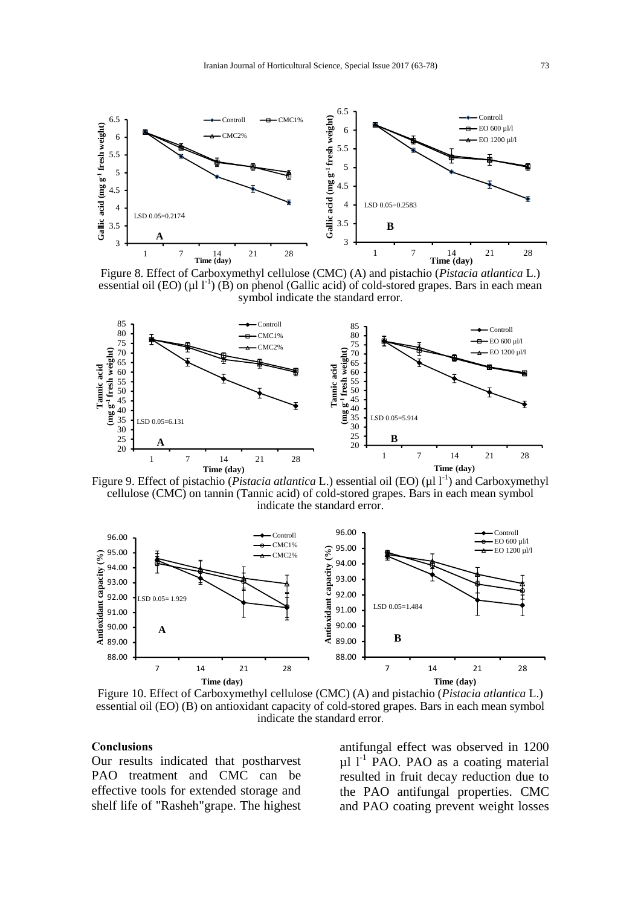Figure 8. Effect of Carboxymethyl cellulose (CMC) (A) and pistachio (*Pistacia atlantica* L.) essential oil (EO) (µl $l^{-1}$) (B) on phenol (Gallic acid) of cold-stored grapes. Bars in each mean symbol indicate the standard error.

Figure 9. Effect of pistachio (*Pistacia atlantica* L.) essential oil (EO) (µl $l^{-1}$) and Carboxymethyl cellulose (CMC) on tannin (Tannic acid) of cold-stored grapes. Bars in each mean symbol indicate the standard error.

Figure 10. Effect of Carboxymethyl cellulose (CMC) (A) and pistachio (*Pistacia atlantica* L.) essential oil (EO) (B) on antioxidant capacity of cold-stored grapes. Bars in each mean symbol indicate the standard error.

## Conclusions

Our results indicated that postharvest PAO treatment and CMC can be effective tools for extended storage and shelf life of "Rasheh"grape. The highest antifungal effect was observed in 1200 µl $l^{-1}$ PAO. PAO as a coating material resulted in fruit decay reduction due to the PAO antifungal properties. CMC and PAO coating prevent weight losses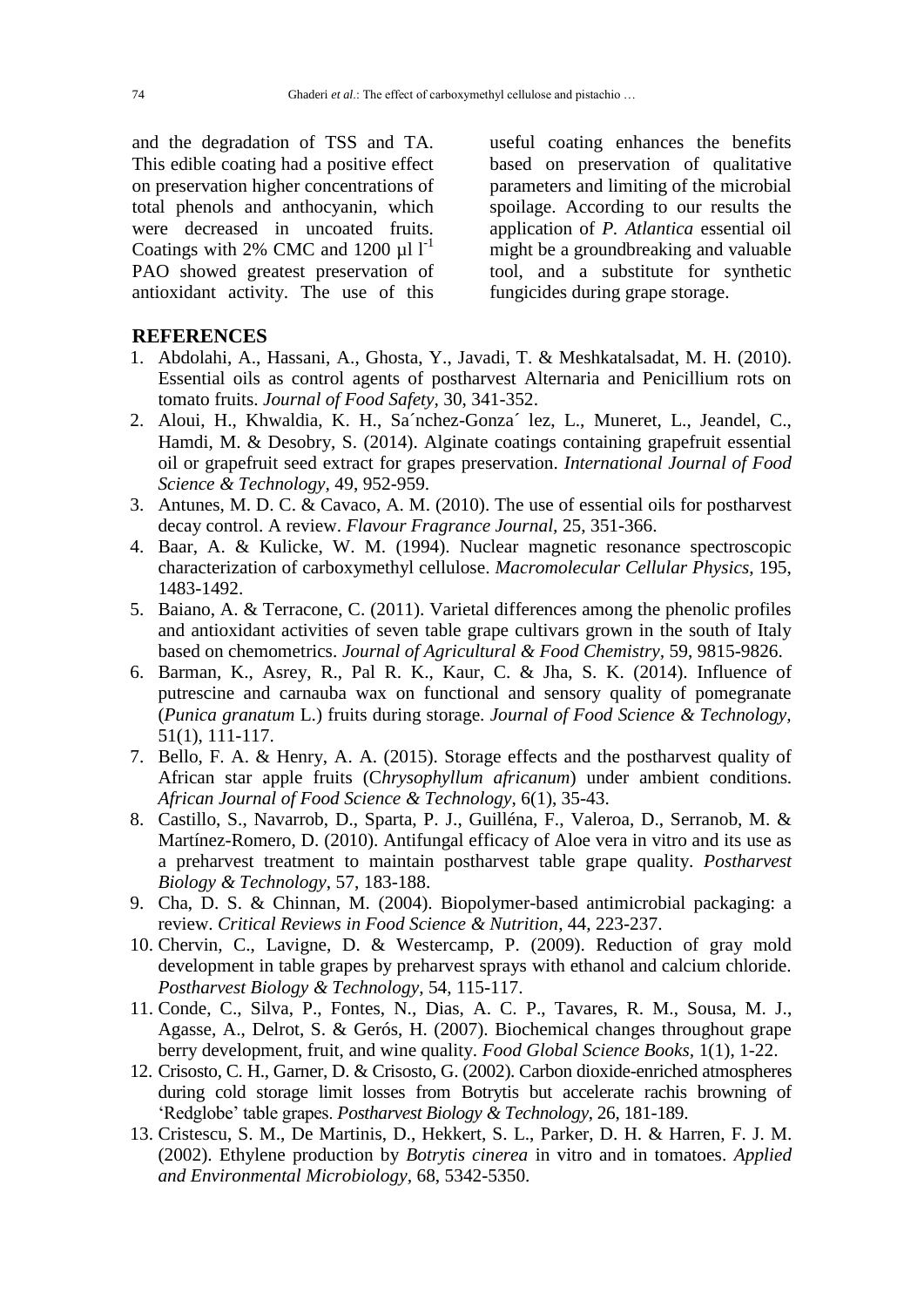and the degradation of TSS and TA. This edible coating had a positive effect on preservation higher concentrations of total phenols and anthocyanin, which were decreased in uncoated fruits. Coatings with 2% CMC and 1200 µl $l^{-1}$ PAO showed greatest preservation of antioxidant activity. The use of this useful coating enhances the benefits based on preservation of qualitative parameters and limiting of the microbial spoilage. According to our results the application of *P. Atlantica* essential oil might be a groundbreaking and valuable tool, and a substitute for synthetic fungicides during grape storage.

## REFERENCES

1. Abdolahi, A., Hassani, A., Ghosta, Y., Javadi, T. & Meshkatalsadat, M. H. (2010). Essential oils as control agents of postharvest Alternaria and Penicillium rots on tomato fruits. *Journal of Food Safety*, 30, 341-352.
2. Aloui, H., Khwaldia, K. H., Sa´nchez-Gonza´ lez, L., Muneret, L., Jeandel, C., Hamdi, M. & Desobry, S. (2014). Alginate coatings containing grapefruit essential oil or grapefruit seed extract for grapes preservation. *International Journal of Food Science & Technology*, 49, 952-959.
3. Antunes, M. D. C. & Cavaco, A. M. (2010). The use of essential oils for postharvest decay control. A review. *Flavour Fragrance Journal*, 25, 351-366.
4. Baar, A. & Kulicke, W. M. (1994). Nuclear magnetic resonance spectroscopic characterization of carboxymethyl cellulose. *Macromolecular Cellular Physics*, 195, 1483-1492.
5. Baiano, A. & Terracone, C. (2011). Varietal differences among the phenolic profiles and antioxidant activities of seven table grape cultivars grown in the south of Italy based on chemometrics. *Journal of Agricultural & Food Chemistry*, 59, 9815-9826.
6. Barman, K., Asrey, R., Pal R. K., Kaur, C. & Jha, S. K. (2014). Influence of putrescine and carnauba wax on functional and sensory quality of pomegranate (*Punica granatum* L.) fruits during storage. *Journal of Food Science & Technology*, 51(1), 111-117.
7. Bello, F. A. & Henry, A. A. (2015). Storage effects and the postharvest quality of African star apple fruits (C*hrysophyllum africanum*) under ambient conditions. *African Journal of Food Science & Technology*, 6(1), 35-43.
8. Castillo, S., Navarrob, D., Sparta, P. J., Guilléna, F., Valeroa, D., Serranob, M. & Martínez-Romero, D. (2010). Antifungal efficacy of Aloe vera in vitro and its use as a preharvest treatment to maintain postharvest table grape quality. *Postharvest Biology & Technology*, 57, 183-188.
9. Cha, D. S. & Chinnan, M. (2004). Biopolymer-based antimicrobial packaging: a review. *Critical Reviews in Food Science & Nutrition*, 44, 223-237.
10. Chervin, C., Lavigne, D. & Westercamp, P. (2009). Reduction of gray mold development in table grapes by preharvest sprays with ethanol and calcium chloride. *Postharvest Biology & Technology*, 54, 115-117.
11. Conde, C., Silva, P., Fontes, N., Dias, A. C. P., Tavares, R. M., Sousa, M. J., Agasse, A., Delrot, S. & Gerós, H. (2007). Biochemical changes throughout grape berry development, fruit, and wine quality. *Food Global Science Books*, 1(1), 1-22.
12. Crisosto, C. H., Garner, D. & Crisosto, G. (2002). Carbon dioxide-enriched atmospheres during cold storage limit losses from Botrytis but accelerate rachis browning of 'Redglobe' table grapes. *Postharvest Biology & Technology*, 26, 181-189.
13. Cristescu, S. M., De Martinis, D., Hekkert, S. L., Parker, D. H. & Harren, F. J. M. (2002). Ethylene production by *Botrytis cinerea* in vitro and in tomatoes. *Applied and Environmental Microbiology*, 68, 5342-5350.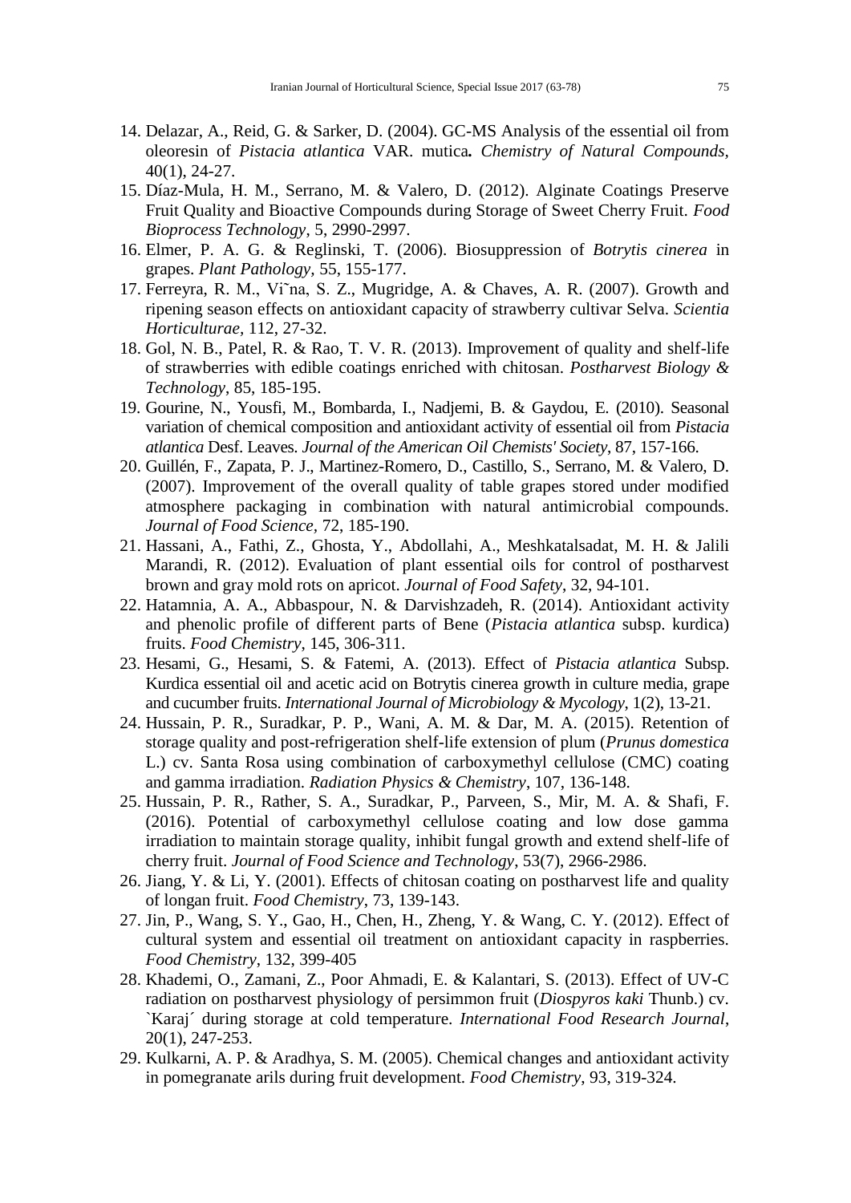14. Delazar, A., Reid, G. & Sarker, D. (2004). GC-MS Analysis of the essential oil from oleoresin of *Pistacia atlantica* VAR. mutica**.** *Chemistry of Natural Compounds,* 40(1), 24-27.
15. Díaz-Mula, H. M., Serrano, M. & Valero, D. (2012). Alginate Coatings Preserve Fruit Quality and Bioactive Compounds during Storage of Sweet Cherry Fruit. *Food Bioprocess Technology,* 5, 2990-2997.
16. Elmer, P. A. G. & Reglinski, T. (2006). Biosuppression of *Botrytis cinerea* in grapes. *Plant Pathology,* 55, 155-177.
17. Ferreyra, R. M., Vi˜na, S. Z., Mugridge, A. & Chaves, A. R. (2007). Growth and ripening season effects on antioxidant capacity of strawberry cultivar Selva. *Scientia Horticulturae,* 112, 27-32.
18. Gol, N. B., Patel, R. & Rao, T. V. R. (2013). Improvement of quality and shelf-life of strawberries with edible coatings enriched with chitosan. *Postharvest Biology & Technology,* 85, 185-195.
19. Gourine, N., Yousfi, M., Bombarda, I., Nadjemi, B. & Gaydou, E. (2010). Seasonal variation of chemical composition and antioxidant activity of essential oil from *Pistacia atlantica* Desf. Leaves*. Journal of the American Oil Chemists' Society,* 87, 157-166.
20. Guillén, F., Zapata, P. J., Martinez-Romero, D., Castillo, S., Serrano, M. & Valero, D. (2007). Improvement of the overall quality of table grapes stored under modified atmosphere packaging in combination with natural antimicrobial compounds. *Journal of Food Science,* 72, 185-190.
21. Hassani, A., Fathi, Z., Ghosta, Y., Abdollahi, A., Meshkatalsadat, M. H. & Jalili Marandi, R. (2012). Evaluation of plant essential oils for control of postharvest brown and gray mold rots on apricot. *Journal of Food Safety*, 32, 94-101.
22. Hatamnia, A. A., Abbaspour, N. & Darvishzadeh, R. (2014). Antioxidant activity and phenolic profile of different parts of Bene (*Pistacia atlantica* subsp. kurdica) fruits. *Food Chemistry,* 145, 306-311.
23. Hesami, G., Hesami, S. & Fatemi, A. (2013). Effect of *Pistacia atlantica* Subsp. Kurdica essential oil and acetic acid on Botrytis cinerea growth in culture media, grape and cucumber fruits. *International Journal of Microbiology & Mycology*, 1(2), 13-21.
24. Hussain, P. R., Suradkar, P. P., Wani, A. M. & Dar, M. A. (2015). Retention of storage quality and post-refrigeration shelf-life extension of plum (*Prunus domestica* L.) cv. Santa Rosa using combination of carboxymethyl cellulose (CMC) coating and gamma irradiation. *Radiation Physics & Chemistry,* 107, 136-148.
25. Hussain, P. R., Rather, S. A., Suradkar, P., Parveen, S., Mir, M. A. & Shafi, F. (2016). Potential of carboxymethyl cellulose coating and low dose gamma irradiation to maintain storage quality, inhibit fungal growth and extend shelf-life of cherry fruit. *Journal of Food Science and Technology,* 53(7), 2966-2986.
26. Jiang, Y. & Li, Y. (2001). Effects of chitosan coating on postharvest life and quality of longan fruit. *Food Chemistry*, 73, 139-143.
27. Jin, P., Wang, S. Y., Gao, H., Chen, H., Zheng, Y. & Wang, C. Y. (2012). Effect of cultural system and essential oil treatment on antioxidant capacity in raspberries. *Food Chemistry*, 132, 399-405
28. Khademi, O., Zamani, Z., Poor Ahmadi, E. & Kalantari, S. (2013). Effect of UV-C radiation on postharvest physiology of persimmon fruit (*Diospyros kaki* Thunb.) cv. `Karaj´ during storage at cold temperature. *International Food Research Journal*, 20(1), 247-253.
29. Kulkarni, A. P. & Aradhya, S. M. (2005). Chemical changes and antioxidant activity in pomegranate arils during fruit development. *Food Chemistry*, 93, 319-324.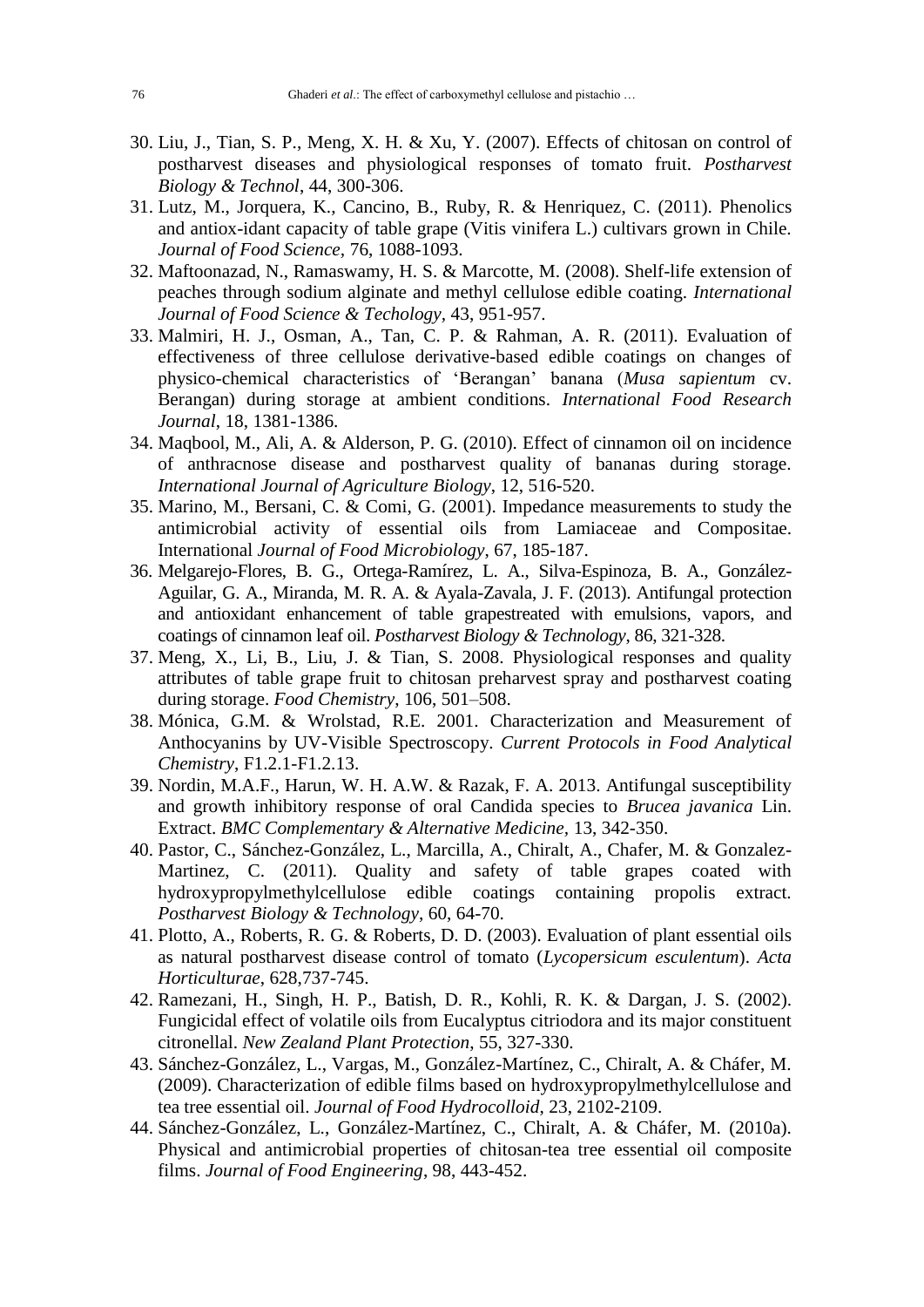30. Liu, J., Tian, S. P., Meng, X. H. & Xu, Y. (2007). Effects of chitosan on control of postharvest diseases and physiological responses of tomato fruit. *Postharvest Biology & Technol*, 44, 300-306.
31. Lutz, M., Jorquera, K., Cancino, B., Ruby, R. & Henriquez, C. (2011). Phenolics and antiox-idant capacity of table grape (Vitis vinifera L.) cultivars grown in Chile. *Journal of Food Science*, 76, 1088-1093.
32. Maftoonazad, N., Ramaswamy, H. S. & Marcotte, M. (2008). Shelf-life extension of peaches through sodium alginate and methyl cellulose edible coating. *International Journal of Food Science & Techology*, 43, 951-957.
33. Malmiri, H. J., Osman, A., Tan, C. P. & Rahman, A. R. (2011). Evaluation of effectiveness of three cellulose derivative-based edible coatings on changes of physico-chemical characteristics of 'Berangan' banana (*Musa sapientum* cv. Berangan) during storage at ambient conditions. *International Food Research Journal*, 18, 1381-1386.
34. Maqbool, M., Ali, A. & Alderson, P. G. (2010). Effect of cinnamon oil on incidence of anthracnose disease and postharvest quality of bananas during storage. *International Journal of Agriculture Biology*, 12, 516-520.
35. Marino, M., Bersani, C. & Comi, G. (2001). Impedance measurements to study the antimicrobial activity of essential oils from Lamiaceae and Compositae. International *Journal of Food Microbiology*, 67, 185-187.
36. Melgarejo-Flores, B. G., Ortega-Ramírez, L. A., Silva-Espinoza, B. A., González-Aguilar, G. A., Miranda, M. R. A. & Ayala-Zavala, J. F. (2013). Antifungal protection and antioxidant enhancement of table grapestreated with emulsions, vapors, and coatings of cinnamon leaf oil. *Postharvest Biology & Technology*, 86, 321-328.
37. Meng, X., Li, B., Liu, J. & Tian, S. 2008. Physiological responses and quality attributes of table grape fruit to chitosan preharvest spray and postharvest coating during storage. *Food Chemistry*, 106, 501–508.
38. Mónica, G.M. & Wrolstad, R.E. 2001. Characterization and Measurement of Anthocyanins by UV-Visible Spectroscopy. *Current Protocols in Food Analytical Chemistry*, F1.2.1-F1.2.13.
39. Nordin, M.A.F., Harun, W. H. A.W. & Razak, F. A. 2013. Antifungal susceptibility and growth inhibitory response of oral Candida species to *Brucea javanica* Lin. Extract. *BMC Complementary & Alternative Medicine*, 13, 342-350.
40. Pastor, C., Sánchez-González, L., Marcilla, A., Chiralt, A., Chafer, M. & Gonzalez-Martinez, C. (2011). Quality and safety of table grapes coated with hydroxypropylmethylcellulose edible coatings containing propolis extract. *Postharvest Biology & Technology*, 60, 64-70.
41. Plotto, A., Roberts, R. G. & Roberts, D. D. (2003). Evaluation of plant essential oils as natural postharvest disease control of tomato (*Lycopersicum esculentum*). *Acta Horticulturae*, 628,737-745.
42. Ramezani, H., Singh, H. P., Batish, D. R., Kohli, R. K. & Dargan, J. S. (2002). Fungicidal effect of volatile oils from Eucalyptus citriodora and its major constituent citronellal. *New Zealand Plant Protection*, 55, 327-330.
43. Sánchez-González, L., Vargas, M., González-Martínez, C., Chiralt, A. & Cháfer, M. (2009). Characterization of edible films based on hydroxypropylmethylcellulose and tea tree essential oil. *Journal of Food Hydrocolloid*, 23, 2102-2109.
44. Sánchez-González, L., González-Martínez, C., Chiralt, A. & Cháfer, M. (2010a). Physical and antimicrobial properties of chitosan-tea tree essential oil composite films. *Journal of Food Engineering*, 98, 443-452.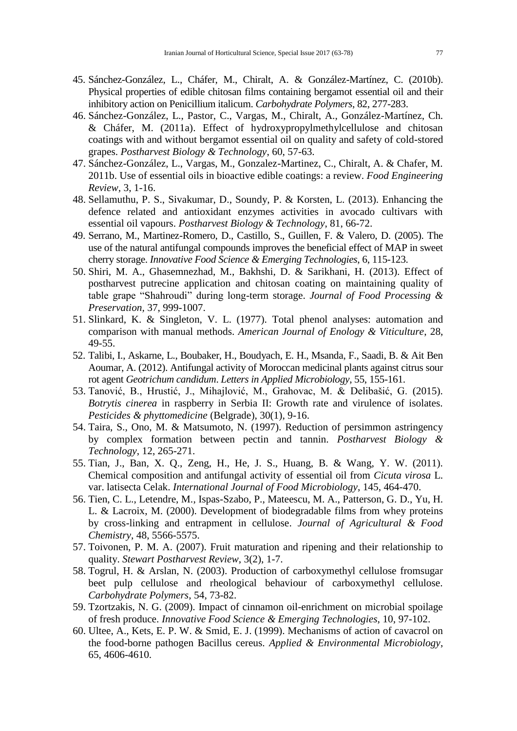45. Sánchez-González, L., Cháfer, M., Chiralt, A. & González-Martínez, C. (2010b). Physical properties of edible chitosan films containing bergamot essential oil and their inhibitory action on Penicillium italicum. *Carbohydrate Polymers*, 82, 277-283.
46. Sánchez-González, L., Pastor, C., Vargas, M., Chiralt, A., González-Martínez, Ch. & Cháfer, M. (2011a). Effect of hydroxypropylmethylcellulose and chitosan coatings with and without bergamot essential oil on quality and safety of cold-stored grapes. *Postharvest Biology & Technology*, 60, 57-63.
47. Sánchez-González, L., Vargas, M., Gonzalez-Martinez, C., Chiralt, A. & Chafer, M. 2011b. Use of essential oils in bioactive edible coatings: a review. *Food Engineering Review*, 3, 1-16.
48. Sellamuthu, P. S., Sivakumar, D., Soundy, P. & Korsten, L. (2013). Enhancing the defence related and antioxidant enzymes activities in avocado cultivars with essential oil vapours. *Postharvest Biology & Technology*, 81, 66-72.
49. Serrano, M., Martinez-Romero, D., Castillo, S., Guillen, F. & Valero, D. (2005). The use of the natural antifungal compounds improves the beneficial effect of MAP in sweet cherry storage. *Innovative Food Science & Emerging Technologies*, 6, 115-123.
50. Shiri, M. A., Ghasemnezhad, M., Bakhshi, D. & Sarikhani, H. (2013). Effect of postharvest putrecine application and chitosan coating on maintaining quality of table grape "Shahroudi" during long-term storage. *Journal of Food Processing & Preservation*, 37, 999-1007.
51. Slinkard, K. & Singleton, V. L. (1977). Total phenol analyses: automation and comparison with manual methods. *American Journal of Enology & Viticulture*, 28, 49-55.
52. Talibi, I., Askarne, L., Boubaker, H., Boudyach, E. H., Msanda, F., Saadi, B. & Ait Ben Aoumar, A. (2012). Antifungal activity of Moroccan medicinal plants against citrus sour rot agent *Geotrichum candidum*. *Letters in Applied Microbiology*, 55, 155-161.
53. Tanović, B., Hrustić, J., Mihajlović, M., Grahovac, M. & Delibašić, G. (2015). *Botrytis cinerea* in raspberry in Serbia II: Growth rate and virulence of isolates. *Pesticides & phyttomedicine* (Belgrade), 30(1), 9-16.
54. Taira, S., Ono, M. & Matsumoto, N. (1997). Reduction of persimmon astringency by complex formation between pectin and tannin. *Postharvest Biology & Technology*, 12, 265-271.
55. Tian, J., Ban, X. Q., Zeng, H., He, J. S., Huang, B. & Wang, Y. W. (2011). Chemical composition and antifungal activity of essential oil from *Cicuta virosa* L. var. latisecta Celak. *International Journal of Food Microbiology*, 145, 464-470.
56. Tien, C. L., Letendre, M., Ispas-Szabo, P., Mateescu, M. A., Patterson, G. D., Yu, H. L. & Lacroix, M. (2000). Development of biodegradable films from whey proteins by cross-linking and entrapment in cellulose. *Journal of Agricultural & Food Chemistry*, 48, 5566-5575.
57. Toivonen, P. M. A. (2007). Fruit maturation and ripening and their relationship to quality. *Stewart Postharvest Review*, 3(2), 1-7.
58. Togrul, H. & Arslan, N. (2003). Production of carboxymethyl cellulose fromsugar beet pulp cellulose and rheological behaviour of carboxymethyl cellulose. *Carbohydrate Polymers*, 54, 73-82.
59. Tzortzakis, N. G. (2009). Impact of cinnamon oil-enrichment on microbial spoilage of fresh produce. *Innovative Food Science & Emerging Technologies*, 10, 97-102.
60. Ultee, A., Kets, E. P. W. & Smid, E. J. (1999). Mechanisms of action of cavacrol on the food-borne pathogen Bacillus cereus. *Applied & Environmental Microbiology*, 65, 4606-4610.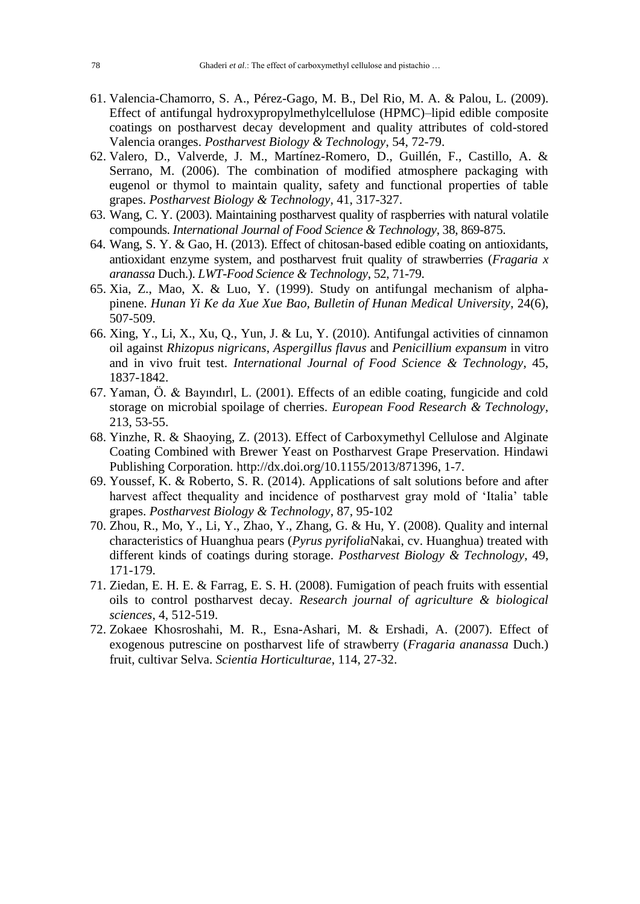61. Valencia-Chamorro, S. A., Pérez-Gago, M. B., Del Rio, M. A. & Palou, L. (2009). Effect of antifungal hydroxypropylmethylcellulose (HPMC)–lipid edible composite coatings on postharvest decay development and quality attributes of cold-stored Valencia oranges. *Postharvest Biology & Technology*, 54, 72-79.
62. Valero, D., Valverde, J. M., Martínez-Romero, D., Guillén, F., Castillo, A. & Serrano, M. (2006). The combination of modified atmosphere packaging with eugenol or thymol to maintain quality, safety and functional properties of table grapes. *Postharvest Biology & Technology*, 41, 317-327.
63. Wang, C. Y. (2003). Maintaining postharvest quality of raspberries with natural volatile compounds. *International Journal of Food Science & Technology*, 38, 869-875.
64. Wang, S. Y. & Gao, H. (2013). Effect of chitosan-based edible coating on antioxidants, antioxidant enzyme system, and postharvest fruit quality of strawberries (*Fragaria x aranassa* Duch.). *LWT-Food Science & Technology*, 52, 71-79.
65. Xia, Z., Mao, X. & Luo, Y. (1999). Study on antifungal mechanism of alpha-pinene. *Hunan Yi Ke da Xue Xue Bao, Bulletin of Hunan Medical University*, 24(6), 507-509.
66. Xing, Y., Li, X., Xu, Q., Yun, J. & Lu, Y. (2010). Antifungal activities of cinnamon oil against *Rhizopus nigricans*, *Aspergillus flavus* and *Penicillium expansum* in vitro and in vivo fruit test. *International Journal of Food Science & Technology*, 45, 1837-1842.
67. Yaman, Ö. & Bayındırl, L. (2001). Effects of an edible coating, fungicide and cold storage on microbial spoilage of cherries. *European Food Research & Technology*, 213, 53-55.
68. Yinzhe, R. & Shaoying, Z. (2013). Effect of Carboxymethyl Cellulose and Alginate Coating Combined with Brewer Yeast on Postharvest Grape Preservation. Hindawi Publishing Corporation. http://dx.doi.org/10.1155/2013/871396, 1-7.
69. Youssef, K. & Roberto, S. R. (2014). Applications of salt solutions before and after harvest affect thequality and incidence of postharvest gray mold of 'Italia' table grapes. *Postharvest Biology & Technology*, 87, 95-102
70. Zhou, R., Mo, Y., Li, Y., Zhao, Y., Zhang, G. & Hu, Y. (2008). Quality and internal characteristics of Huanghua pears (*Pyrus pyrifolia*Nakai, cv. Huanghua) treated with different kinds of coatings during storage. *Postharvest Biology & Technology*, 49, 171-179.
71. Ziedan, E. H. E. & Farrag, E. S. H. (2008). Fumigation of peach fruits with essential oils to control postharvest decay. *Research journal of agriculture & biological sciences*, 4, 512-519.
72. Zokaee Khosroshahi, M. R., Esna-Ashari, M. & Ershadi, A. (2007). Effect of exogenous putrescine on postharvest life of strawberry (*Fragaria ananassa* Duch.) fruit, cultivar Selva. *Scientia Horticulturae*, 114, 27-32.